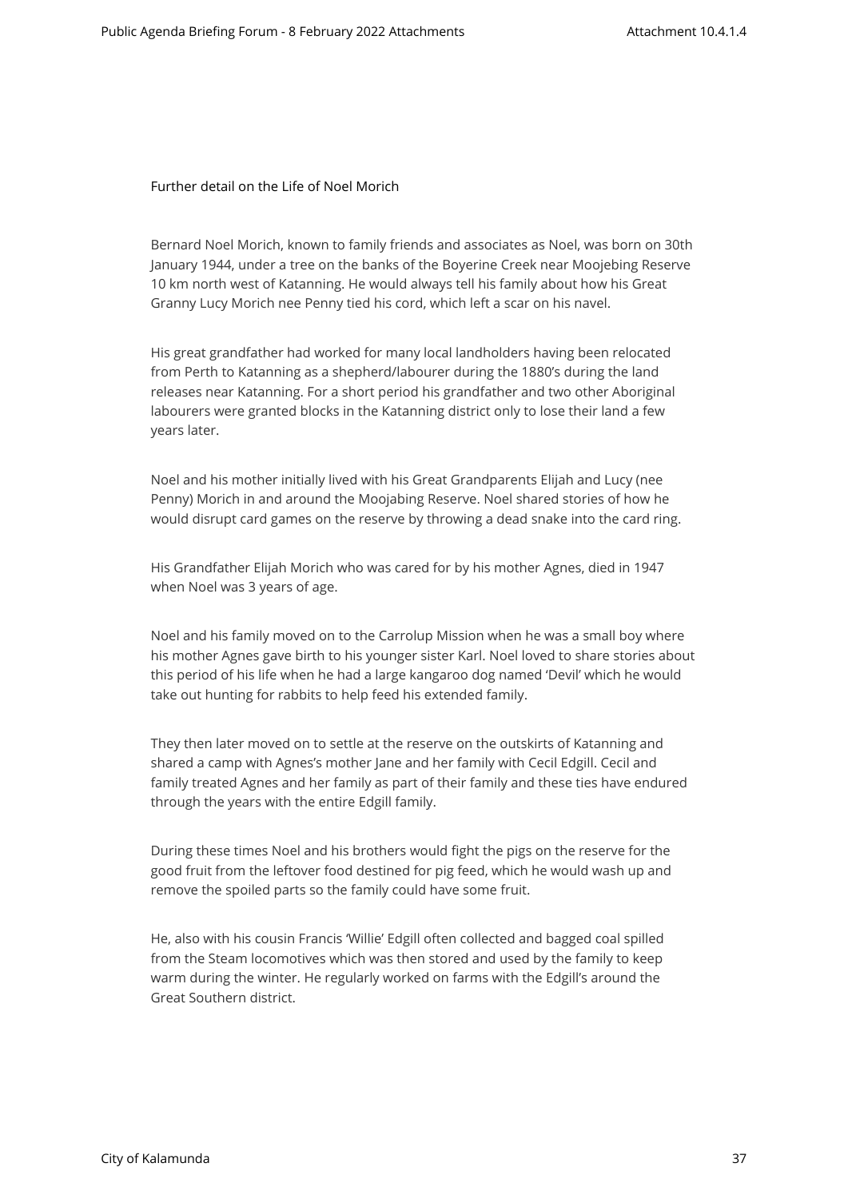Further detail on the Life of Noel Morich

Bernard Noel Morich, known to family friends and associates as Noel, was born on 30th January 1944, under a tree on the banks of the Boyerine Creek near Moojebing Reserve 10 km north west of Katanning. He would always tell his family about how his Great Granny Lucy Morich nee Penny tied his cord, which left a scar on his navel.

His great grandfather had worked for many local landholders having been relocated from Perth to Katanning as a shepherd/labourer during the 1880's during the land releases near Katanning. For a short period his grandfather and two other Aboriginal labourers were granted blocks in the Katanning district only to lose their land a few years later.

Noel and his mother initially lived with his Great Grandparents Elijah and Lucy (nee Penny) Morich in and around the Moojabing Reserve. Noel shared stories of how he would disrupt card games on the reserve by throwing a dead snake into the card ring.

His Grandfather Elijah Morich who was cared for by his mother Agnes, died in 1947 when Noel was 3 years of age.

Noel and his family moved on to the Carrolup Mission when he was a small boy where his mother Agnes gave birth to his younger sister Karl. Noel loved to share stories about this period of his life when he had a large kangaroo dog named 'Devil' which he would take out hunting for rabbits to help feed his extended family.

They then later moved on to settle at the reserve on the outskirts of Katanning and shared a camp with Agnes's mother Jane and her family with Cecil Edgill. Cecil and family treated Agnes and her family as part of their family and these ties have endured through the years with the entire Edgill family.

During these times Noel and his brothers would fight the pigs on the reserve for the good fruit from the leftover food destined for pig feed, which he would wash up and remove the spoiled parts so the family could have some fruit.

He, also with his cousin Francis 'Willie' Edgill often collected and bagged coal spilled from the Steam locomotives which was then stored and used by the family to keep warm during the winter. He regularly worked on farms with the Edgill's around the Great Southern district.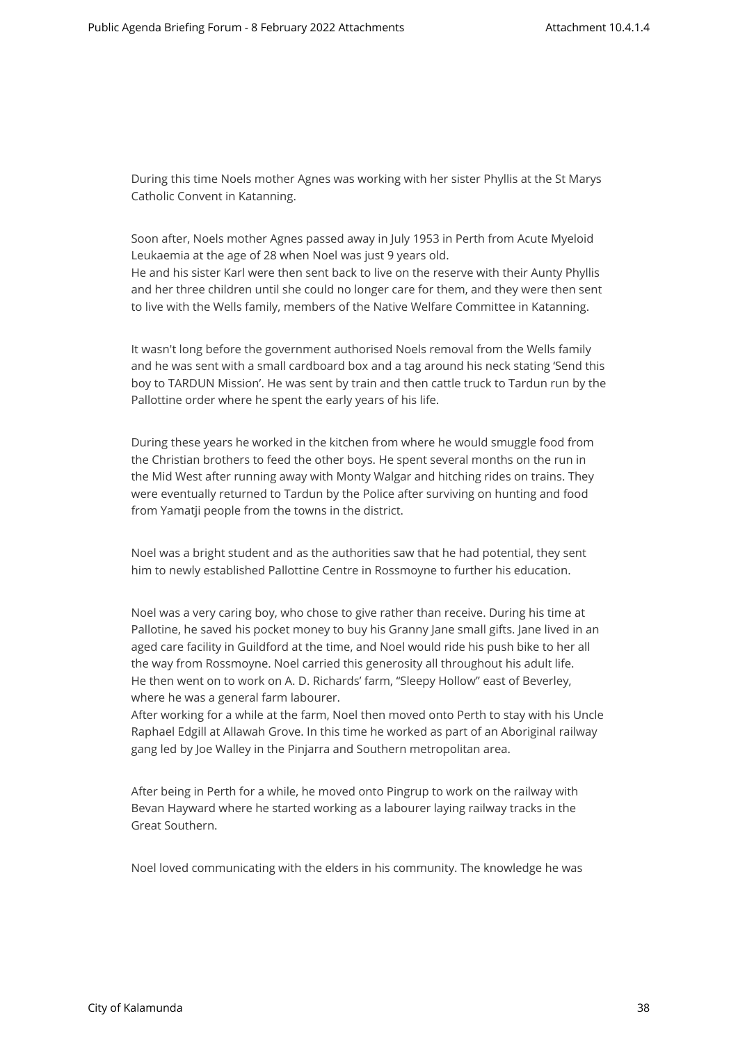During this time Noels mother Agnes was working with her sister Phyllis at the St Marys Catholic Convent in Katanning.

Soon after, Noels mother Agnes passed away in July 1953 in Perth from Acute Myeloid Leukaemia at the age of 28 when Noel was just 9 years old.
He and his sister Karl were then sent back to live on the reserve with their Aunty Phyllis and her three children until she could no longer care for them, and they were then sent to live with the Wells family, members of the Native Welfare Committee in Katanning.

It wasn't long before the government authorised Noels removal from the Wells family and he was sent with a small cardboard box and a tag around his neck stating 'Send this boy to TARDUN Mission'. He was sent by train and then cattle truck to Tardun run by the Pallottine order where he spent the early years of his life.

During these years he worked in the kitchen from where he would smuggle food from the Christian brothers to feed the other boys. He spent several months on the run in the Mid West after running away with Monty Walgar and hitching rides on trains. They were eventually returned to Tardun by the Police after surviving on hunting and food from Yamatji people from the towns in the district.

Noel was a bright student and as the authorities saw that he had potential, they sent him to newly established Pallottine Centre in Rossmoyne to further his education.

Noel was a very caring boy, who chose to give rather than receive. During his time at Pallotine, he saved his pocket money to buy his Granny Jane small gifts. Jane lived in an aged care facility in Guildford at the time, and Noel would ride his push bike to her all the way from Rossmoyne. Noel carried this generosity all throughout his adult life.
He then went on to work on A. D. Richards' farm, "Sleepy Hollow" east of Beverley, where he was a general farm labourer.
After working for a while at the farm, Noel then moved onto Perth to stay with his Uncle Raphael Edgill at Allawah Grove. In this time he worked as part of an Aboriginal railway gang led by Joe Walley in the Pinjarra and Southern metropolitan area.

After being in Perth for a while, he moved onto Pingrup to work on the railway with Bevan Hayward where he started working as a labourer laying railway tracks in the Great Southern.

Noel loved communicating with the elders in his community. The knowledge he was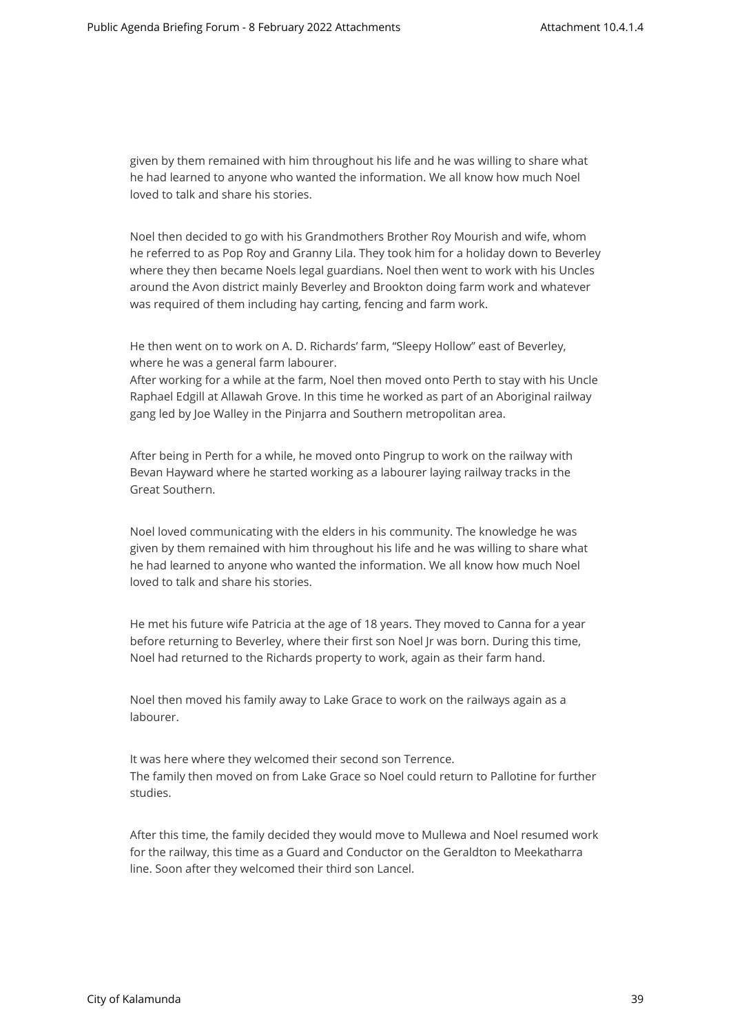given by them remained with him throughout his life and he was willing to share what he had learned to anyone who wanted the information. We all know how much Noel loved to talk and share his stories.

Noel then decided to go with his Grandmothers Brother Roy Mourish and wife, whom he referred to as Pop Roy and Granny Lila. They took him for a holiday down to Beverley where they then became Noels legal guardians. Noel then went to work with his Uncles around the Avon district mainly Beverley and Brookton doing farm work and whatever was required of them including hay carting, fencing and farm work.

He then went on to work on A. D. Richards' farm, "Sleepy Hollow" east of Beverley, where he was a general farm labourer.
After working for a while at the farm, Noel then moved onto Perth to stay with his Uncle Raphael Edgill at Allawah Grove. In this time he worked as part of an Aboriginal railway gang led by Joe Walley in the Pinjarra and Southern metropolitan area.

After being in Perth for a while, he moved onto Pingrup to work on the railway with Bevan Hayward where he started working as a labourer laying railway tracks in the Great Southern.

Noel loved communicating with the elders in his community. The knowledge he was given by them remained with him throughout his life and he was willing to share what he had learned to anyone who wanted the information. We all know how much Noel loved to talk and share his stories.

He met his future wife Patricia at the age of 18 years. They moved to Canna for a year before returning to Beverley, where their first son Noel Jr was born. During this time, Noel had returned to the Richards property to work, again as their farm hand.

Noel then moved his family away to Lake Grace to work on the railways again as a labourer.

It was here where they welcomed their second son Terrence.
The family then moved on from Lake Grace so Noel could return to Pallotine for further studies.

After this time, the family decided they would move to Mullewa and Noel resumed work for the railway, this time as a Guard and Conductor on the Geraldton to Meekatharra line. Soon after they welcomed their third son Lancel.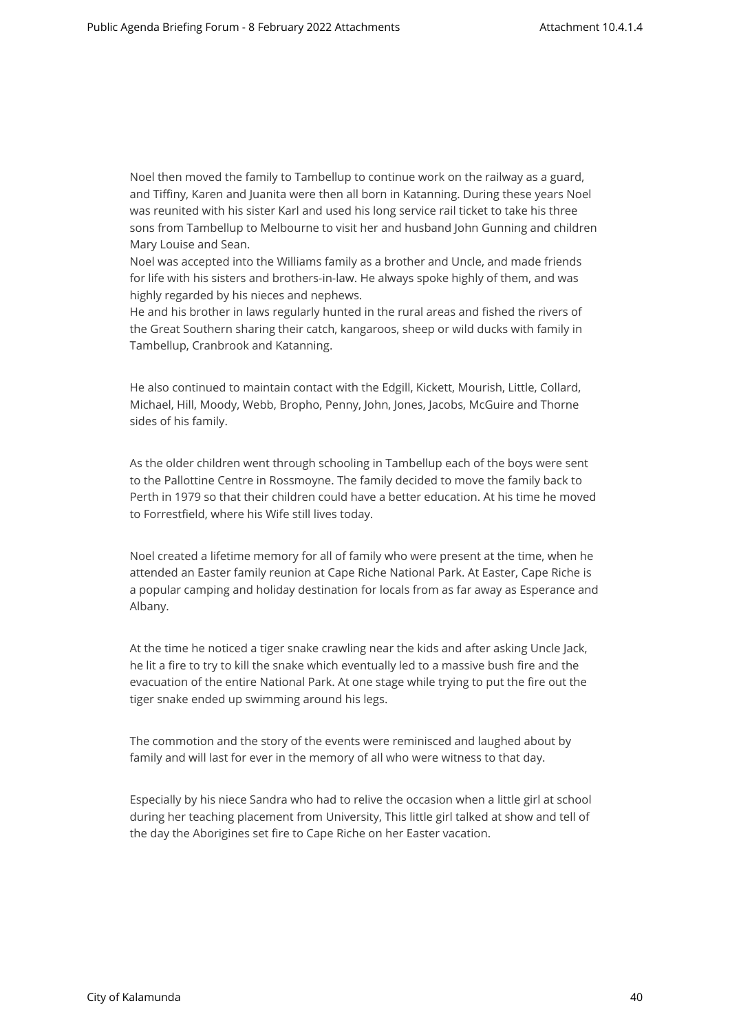Noel then moved the family to Tambellup to continue work on the railway as a guard, and Tiffiny, Karen and Juanita were then all born in Katanning. During these years Noel was reunited with his sister Karl and used his long service rail ticket to take his three sons from Tambellup to Melbourne to visit her and husband John Gunning and children Mary Louise and Sean.

Noel was accepted into the Williams family as a brother and Uncle, and made friends for life with his sisters and brothers-in-law. He always spoke highly of them, and was highly regarded by his nieces and nephews.

He and his brother in laws regularly hunted in the rural areas and fished the rivers of the Great Southern sharing their catch, kangaroos, sheep or wild ducks with family in Tambellup, Cranbrook and Katanning.

He also continued to maintain contact with the Edgill, Kickett, Mourish, Little, Collard, Michael, Hill, Moody, Webb, Bropho, Penny, John, Jones, Jacobs, McGuire and Thorne sides of his family.

As the older children went through schooling in Tambellup each of the boys were sent to the Pallottine Centre in Rossmoyne. The family decided to move the family back to Perth in 1979 so that their children could have a better education. At his time he moved to Forrestfield, where his Wife still lives today.

Noel created a lifetime memory for all of family who were present at the time, when he attended an Easter family reunion at Cape Riche National Park. At Easter, Cape Riche is a popular camping and holiday destination for locals from as far away as Esperance and Albany.

At the time he noticed a tiger snake crawling near the kids and after asking Uncle Jack, he lit a fire to try to kill the snake which eventually led to a massive bush fire and the evacuation of the entire National Park. At one stage while trying to put the fire out the tiger snake ended up swimming around his legs.

The commotion and the story of the events were reminisced and laughed about by family and will last for ever in the memory of all who were witness to that day.

Especially by his niece Sandra who had to relive the occasion when a little girl at school during her teaching placement from University, This little girl talked at show and tell of the day the Aborigines set fire to Cape Riche on her Easter vacation.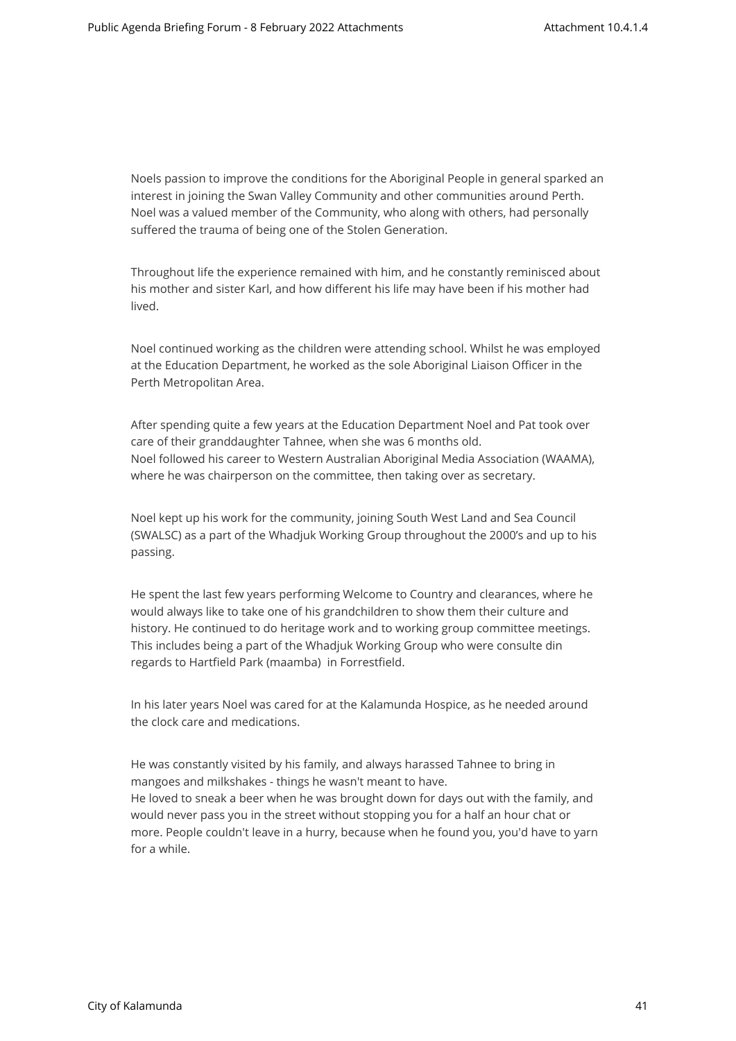Noels passion to improve the conditions for the Aboriginal People in general sparked an interest in joining the Swan Valley Community and other communities around Perth. Noel was a valued member of the Community, who along with others, had personally suffered the trauma of being one of the Stolen Generation.

Throughout life the experience remained with him, and he constantly reminisced about his mother and sister Karl, and how different his life may have been if his mother had lived.

Noel continued working as the children were attending school. Whilst he was employed at the Education Department, he worked as the sole Aboriginal Liaison Officer in the Perth Metropolitan Area.

After spending quite a few years at the Education Department Noel and Pat took over care of their granddaughter Tahnee, when she was 6 months old.
Noel followed his career to Western Australian Aboriginal Media Association (WAAMA), where he was chairperson on the committee, then taking over as secretary.

Noel kept up his work for the community, joining South West Land and Sea Council (SWALSC) as a part of the Whadjuk Working Group throughout the 2000's and up to his passing.

He spent the last few years performing Welcome to Country and clearances, where he would always like to take one of his grandchildren to show them their culture and history. He continued to do heritage work and to working group committee meetings. This includes being a part of the Whadjuk Working Group who were consulte din regards to Hartfield Park (maamba) in Forrestfield.

In his later years Noel was cared for at the Kalamunda Hospice, as he needed around the clock care and medications.

He was constantly visited by his family, and always harassed Tahnee to bring in mangoes and milkshakes - things he wasn't meant to have.
He loved to sneak a beer when he was brought down for days out with the family, and would never pass you in the street without stopping you for a half an hour chat or more. People couldn't leave in a hurry, because when he found you, you'd have to yarn for a while.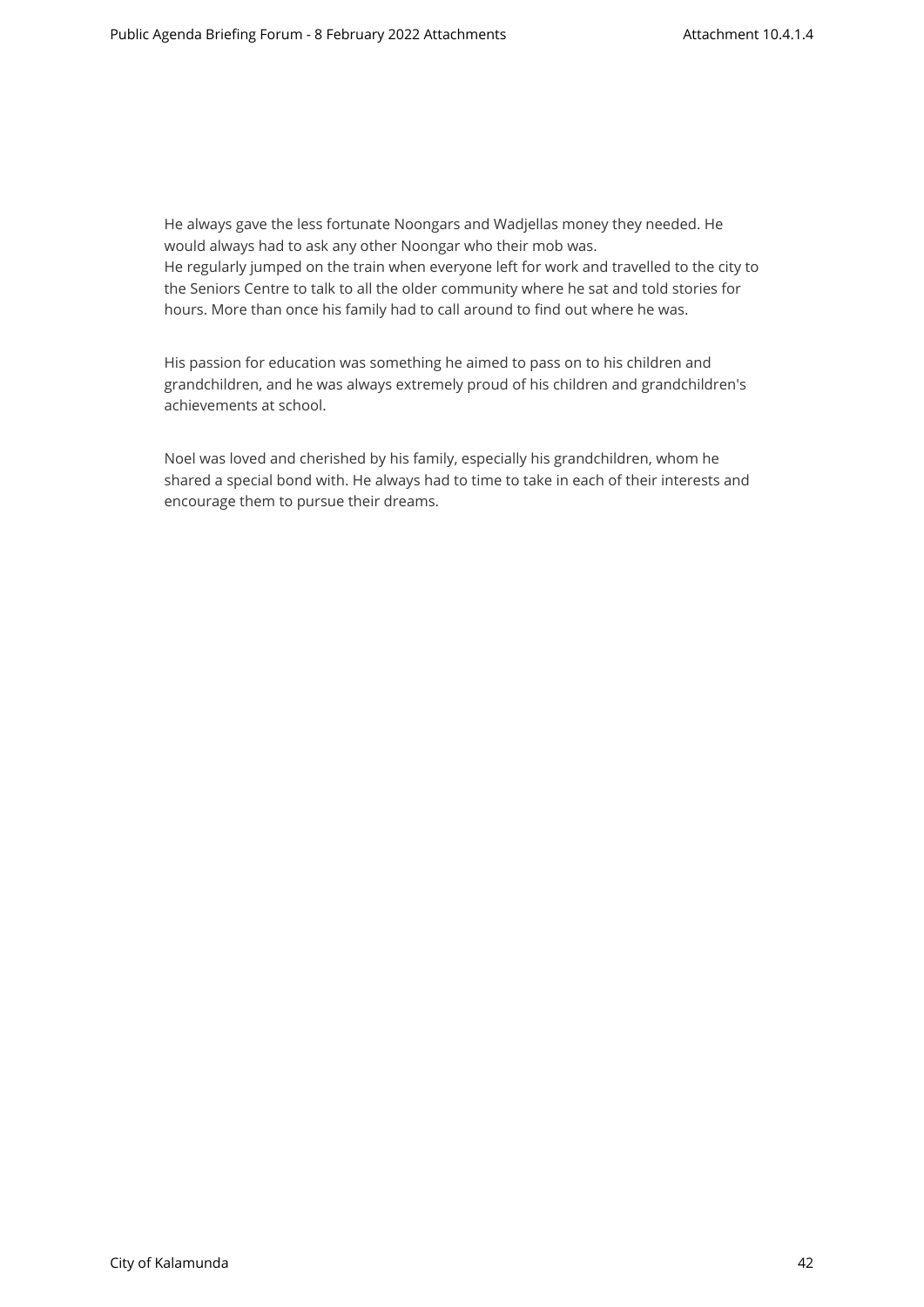He always gave the less fortunate Noongars and Wadjellas money they needed. He would always had to ask any other Noongar who their mob was.
He regularly jumped on the train when everyone left for work and travelled to the city to the Seniors Centre to talk to all the older community where he sat and told stories for hours. More than once his family had to call around to find out where he was.

His passion for education was something he aimed to pass on to his children and grandchildren, and he was always extremely proud of his children and grandchildren's achievements at school.

Noel was loved and cherished by his family, especially his grandchildren, whom he shared a special bond with. He always had to time to take in each of their interests and encourage them to pursue their dreams.